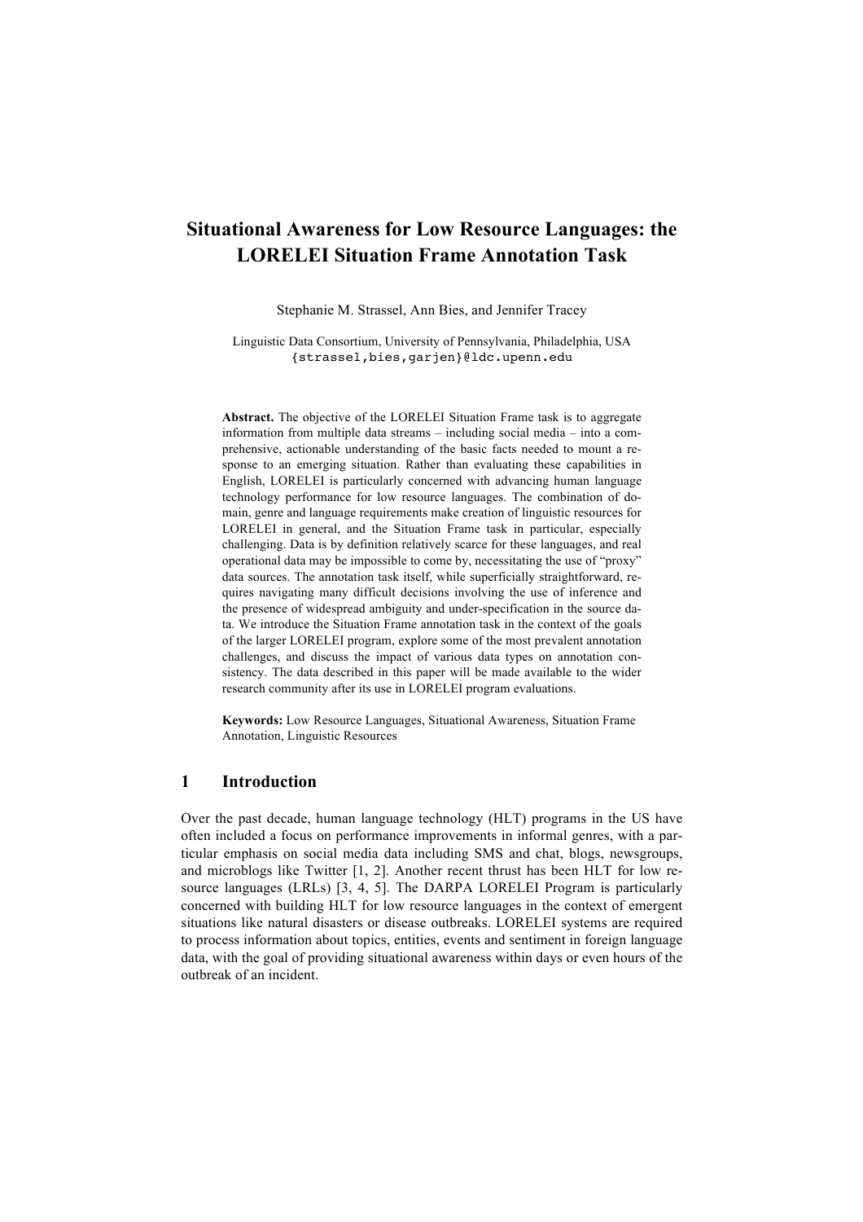# Situational Awareness for Low Resource Languages: the LORELEI Situation Frame Annotation Task

Stephanie M. Strassel, Ann Bies, and Jennifer Tracey

Linguistic Data Consortium, University of Pennsylvania, Philadelphia, USA
{strassel,bies,garjen}@ldc.upenn.edu

**Abstract.** The objective of the LORELEI Situation Frame task is to aggregate information from multiple data streams – including social media – into a comprehensive, actionable understanding of the basic facts needed to mount a response to an emerging situation. Rather than evaluating these capabilities in English, LORELEI is particularly concerned with advancing human language technology performance for low resource languages. The combination of domain, genre and language requirements make creation of linguistic resources for LORELEI in general, and the Situation Frame task in particular, especially challenging. Data is by definition relatively scarce for these languages, and real operational data may be impossible to come by, necessitating the use of "proxy" data sources. The annotation task itself, while superficially straightforward, requires navigating many difficult decisions involving the use of inference and the presence of widespread ambiguity and under-specification in the source data. We introduce the Situation Frame annotation task in the context of the goals of the larger LORELEI program, explore some of the most prevalent annotation challenges, and discuss the impact of various data types on annotation consistency. The data described in this paper will be made available to the wider research community after its use in LORELEI program evaluations.

**Keywords:** Low Resource Languages, Situational Awareness, Situation Frame Annotation, Linguistic Resources

## 1 Introduction

Over the past decade, human language technology (HLT) programs in the US have often included a focus on performance improvements in informal genres, with a particular emphasis on social media data including SMS and chat, blogs, newsgroups, and microblogs like Twitter [1, 2]. Another recent thrust has been HLT for low resource languages (LRLs) [3, 4, 5]. The DARPA LORELEI Program is particularly concerned with building HLT for low resource languages in the context of emergent situations like natural disasters or disease outbreaks. LORELEI systems are required to process information about topics, entities, events and sentiment in foreign language data, with the goal of providing situational awareness within days or even hours of the outbreak of an incident.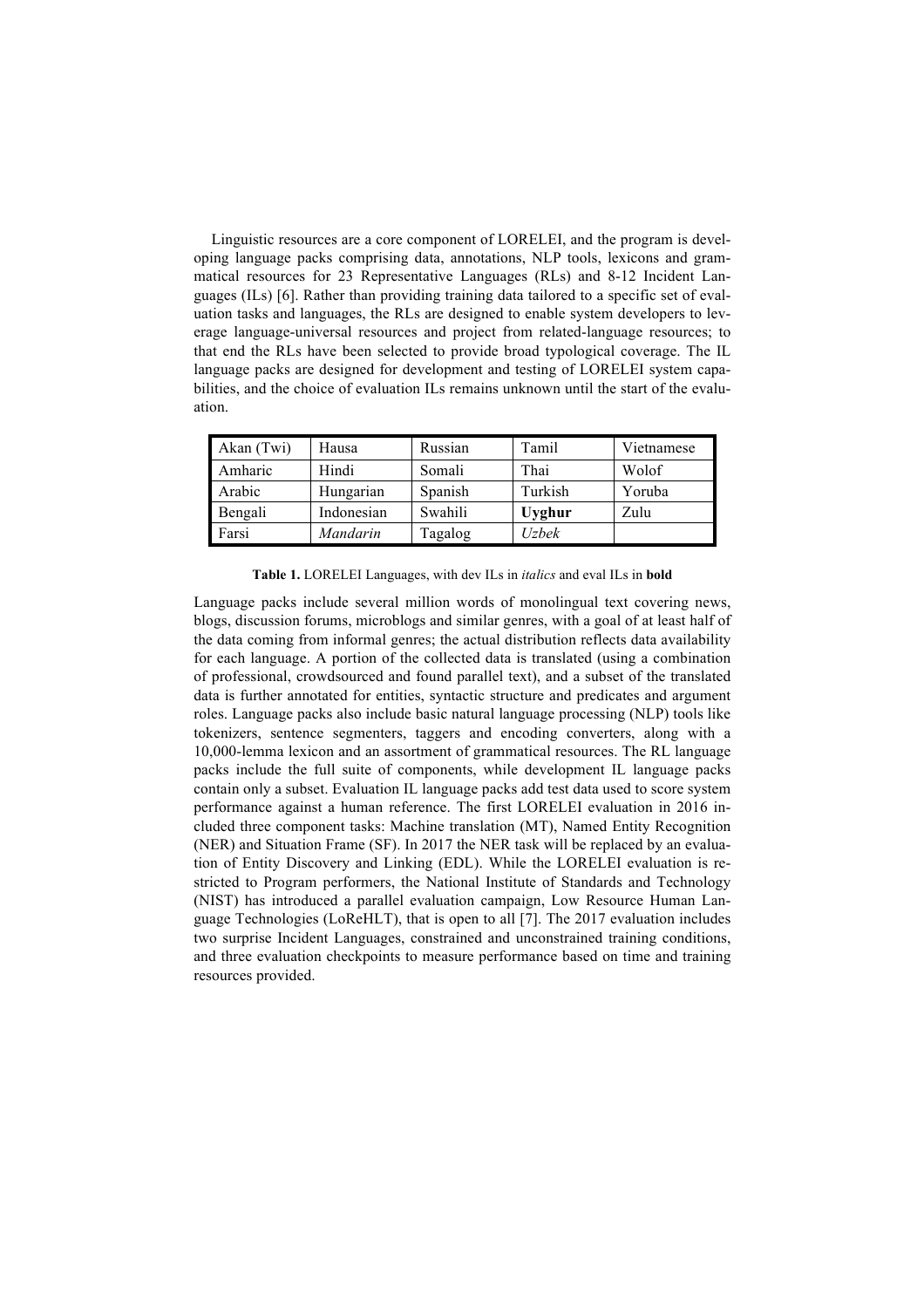Linguistic resources are a core component of LORELEI, and the program is developing language packs comprising data, annotations, NLP tools, lexicons and grammatical resources for 23 Representative Languages (RLs) and 8-12 Incident Languages (ILs) [6]. Rather than providing training data tailored to a specific set of evaluation tasks and languages, the RLs are designed to enable system developers to leverage language-universal resources and project from related-language resources; to that end the RLs have been selected to provide broad typological coverage. The IL language packs are designed for development and testing of LORELEI system capabilities, and the choice of evaluation ILs remains unknown until the start of the evaluation.

| Akan (Twi) | Hausa | Russian | Tamil | Vietnamese |
|---|---|---|---|---|
| Amharic | Hindi | Somali | Thai | Wolof |
| Arabic | Hungarian | Spanish | Turkish | Yoruba |
| Bengali | Indonesian | Swahili | **Uyghur** | Zulu |
| Farsi | *Mandarin* | Tagalog | *Uzbek* | |

**Table 1.** LORELEI Languages, with dev ILs in *italics* and eval ILs in **bold**

Language packs include several million words of monolingual text covering news, blogs, discussion forums, microblogs and similar genres, with a goal of at least half of the data coming from informal genres; the actual distribution reflects data availability for each language. A portion of the collected data is translated (using a combination of professional, crowdsourced and found parallel text), and a subset of the translated data is further annotated for entities, syntactic structure and predicates and argument roles. Language packs also include basic natural language processing (NLP) tools like tokenizers, sentence segmenters, taggers and encoding converters, along with a 10,000-lemma lexicon and an assortment of grammatical resources. The RL language packs include the full suite of components, while development IL language packs contain only a subset. Evaluation IL language packs add test data used to score system performance against a human reference. The first LORELEI evaluation in 2016 included three component tasks: Machine translation (MT), Named Entity Recognition (NER) and Situation Frame (SF). In 2017 the NER task will be replaced by an evaluation of Entity Discovery and Linking (EDL). While the LORELEI evaluation is restricted to Program performers, the National Institute of Standards and Technology (NIST) has introduced a parallel evaluation campaign, Low Resource Human Language Technologies (LoReHLT), that is open to all [7]. The 2017 evaluation includes two surprise Incident Languages, constrained and unconstrained training conditions, and three evaluation checkpoints to measure performance based on time and training resources provided.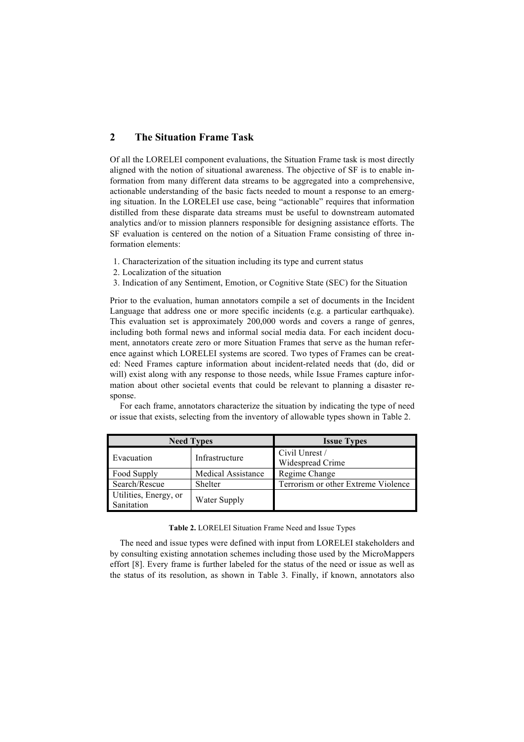## 2 The Situation Frame Task

Of all the LORELEI component evaluations, the Situation Frame task is most directly aligned with the notion of situational awareness. The objective of SF is to enable information from many different data streams to be aggregated into a comprehensive, actionable understanding of the basic facts needed to mount a response to an emerging situation. In the LORELEI use case, being "actionable" requires that information distilled from these disparate data streams must be useful to downstream automated analytics and/or to mission planners responsible for designing assistance efforts. The SF evaluation is centered on the notion of a Situation Frame consisting of three information elements:

1. Characterization of the situation including its type and current status
2. Localization of the situation
3. Indication of any Sentiment, Emotion, or Cognitive State (SEC) for the Situation

Prior to the evaluation, human annotators compile a set of documents in the Incident Language that address one or more specific incidents (e.g. a particular earthquake). This evaluation set is approximately 200,000 words and covers a range of genres, including both formal news and informal social media data. For each incident document, annotators create zero or more Situation Frames that serve as the human reference against which LORELEI systems are scored. Two types of Frames can be created: Need Frames capture information about incident-related needs that (do, did or will) exist along with any response to those needs, while Issue Frames capture information about other societal events that could be relevant to planning a disaster response.

For each frame, annotators characterize the situation by indicating the type of need or issue that exists, selecting from the inventory of allowable types shown in Table 2.

| Need Types | | Issue Types |
|---|---|---|
| Evacuation | Infrastructure | Civil Unrest / Widespread Crime |
| Food Supply | Medical Assistance | Regime Change |
| Search/Rescue | Shelter | Terrorism or other Extreme Violence |
| Utilities, Energy, or Sanitation | Water Supply | |

**Table 2.** LORELEI Situation Frame Need and Issue Types

The need and issue types were defined with input from LORELEI stakeholders and by consulting existing annotation schemes including those used by the MicroMappers effort [8]. Every frame is further labeled for the status of the need or issue as well as the status of its resolution, as shown in Table 3. Finally, if known, annotators also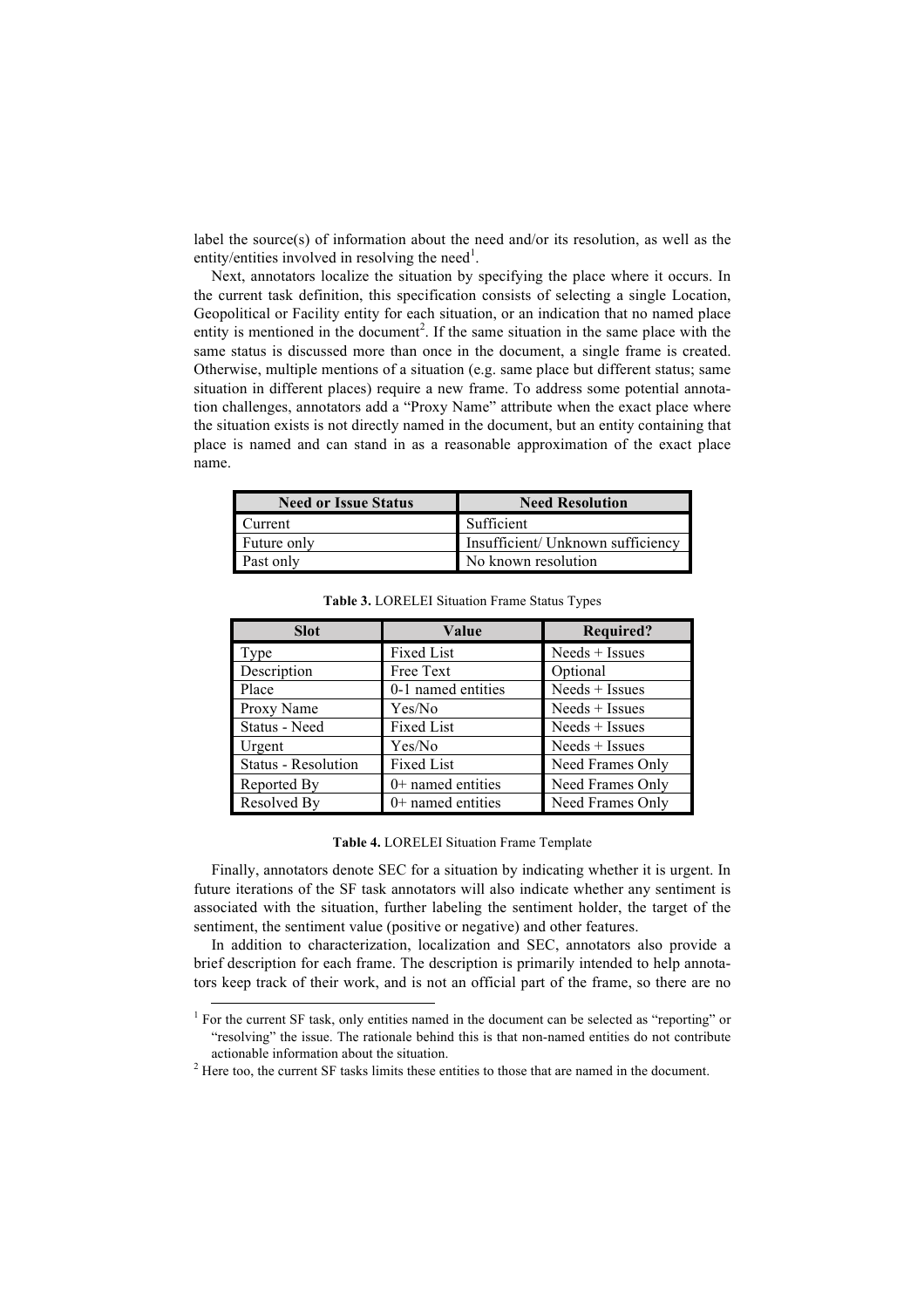label the source(s) of information about the need and/or its resolution, as well as the entity/entities involved in resolving the need[1].

Next, annotators localize the situation by specifying the place where it occurs. In the current task definition, this specification consists of selecting a single Location, Geopolitical or Facility entity for each situation, or an indication that no named place entity is mentioned in the document[2]. If the same situation in the same place with the same status is discussed more than once in the document, a single frame is created. Otherwise, multiple mentions of a situation (e.g. same place but different status; same situation in different places) require a new frame. To address some potential annotation challenges, annotators add a "Proxy Name" attribute when the exact place where the situation exists is not directly named in the document, but an entity containing that place is named and can stand in as a reasonable approximation of the exact place name.

| Need or Issue Status | Need Resolution |
| --- | --- |
| Current | Sufficient |
| Future only | Insufficient/ Unknown sufficiency |
| Past only | No known resolution |

**Table 3.** LORELEI Situation Frame Status Types

| Slot | Value | Required? |
| --- | --- | --- |
| Type | Fixed List | Needs + Issues |
| Description | Free Text | Optional |
| Place | 0-1 named entities | Needs + Issues |
| Proxy Name | Yes/No | Needs + Issues |
| Status - Need | Fixed List | Needs + Issues |
| Urgent | Yes/No | Needs + Issues |
| Status - Resolution | Fixed List | Need Frames Only |
| Reported By | 0+ named entities | Need Frames Only |
| Resolved By | 0+ named entities | Need Frames Only |

**Table 4.** LORELEI Situation Frame Template

Finally, annotators denote SEC for a situation by indicating whether it is urgent. In future iterations of the SF task annotators will also indicate whether any sentiment is associated with the situation, further labeling the sentiment holder, the target of the sentiment, the sentiment value (positive or negative) and other features.

In addition to characterization, localization and SEC, annotators also provide a brief description for each frame. The description is primarily intended to help annotators keep track of their work, and is not an official part of the frame, so there are no

[1] For the current SF task, only entities named in the document can be selected as "reporting" or "resolving" the issue. The rationale behind this is that non-named entities do not contribute actionable information about the situation.

[2] Here too, the current SF tasks limits these entities to those that are named in the document.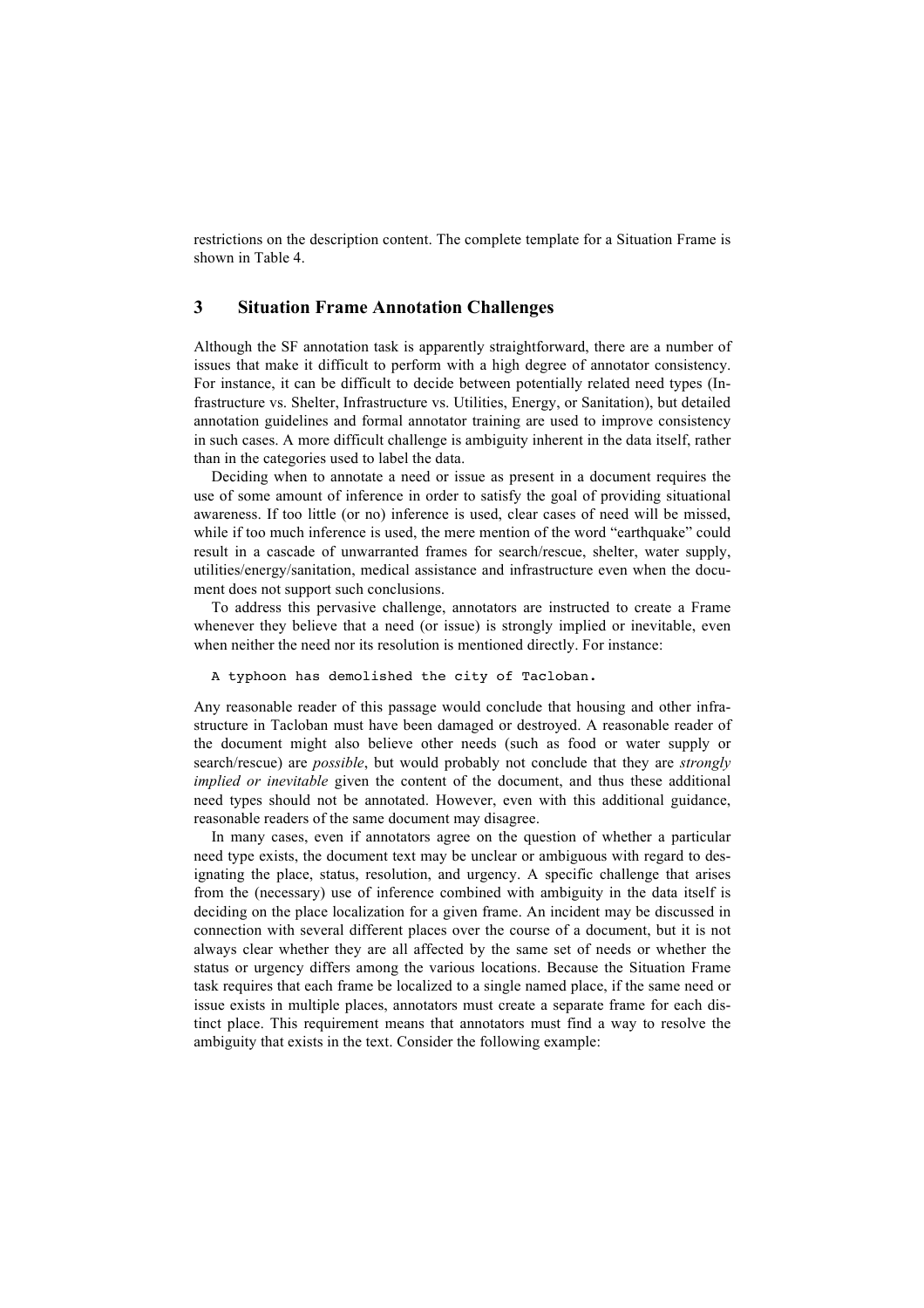restrictions on the description content. The complete template for a Situation Frame is shown in Table 4.

## 3 Situation Frame Annotation Challenges

Although the SF annotation task is apparently straightforward, there are a number of issues that make it difficult to perform with a high degree of annotator consistency. For instance, it can be difficult to decide between potentially related need types (Infrastructure vs. Shelter, Infrastructure vs. Utilities, Energy, or Sanitation), but detailed annotation guidelines and formal annotator training are used to improve consistency in such cases. A more difficult challenge is ambiguity inherent in the data itself, rather than in the categories used to label the data.

Deciding when to annotate a need or issue as present in a document requires the use of some amount of inference in order to satisfy the goal of providing situational awareness. If too little (or no) inference is used, clear cases of need will be missed, while if too much inference is used, the mere mention of the word "earthquake" could result in a cascade of unwarranted frames for search/rescue, shelter, water supply, utilities/energy/sanitation, medical assistance and infrastructure even when the document does not support such conclusions.

To address this pervasive challenge, annotators are instructed to create a Frame whenever they believe that a need (or issue) is strongly implied or inevitable, even when neither the need nor its resolution is mentioned directly. For instance:

```
A typhoon has demolished the city of Tacloban.
```

Any reasonable reader of this passage would conclude that housing and other infrastructure in Tacloban must have been damaged or destroyed. A reasonable reader of the document might also believe other needs (such as food or water supply or search/rescue) are *possible*, but would probably not conclude that they are *strongly implied or inevitable* given the content of the document, and thus these additional need types should not be annotated. However, even with this additional guidance, reasonable readers of the same document may disagree.

In many cases, even if annotators agree on the question of whether a particular need type exists, the document text may be unclear or ambiguous with regard to designating the place, status, resolution, and urgency. A specific challenge that arises from the (necessary) use of inference combined with ambiguity in the data itself is deciding on the place localization for a given frame. An incident may be discussed in connection with several different places over the course of a document, but it is not always clear whether they are all affected by the same set of needs or whether the status or urgency differs among the various locations. Because the Situation Frame task requires that each frame be localized to a single named place, if the same need or issue exists in multiple places, annotators must create a separate frame for each distinct place. This requirement means that annotators must find a way to resolve the ambiguity that exists in the text. Consider the following example: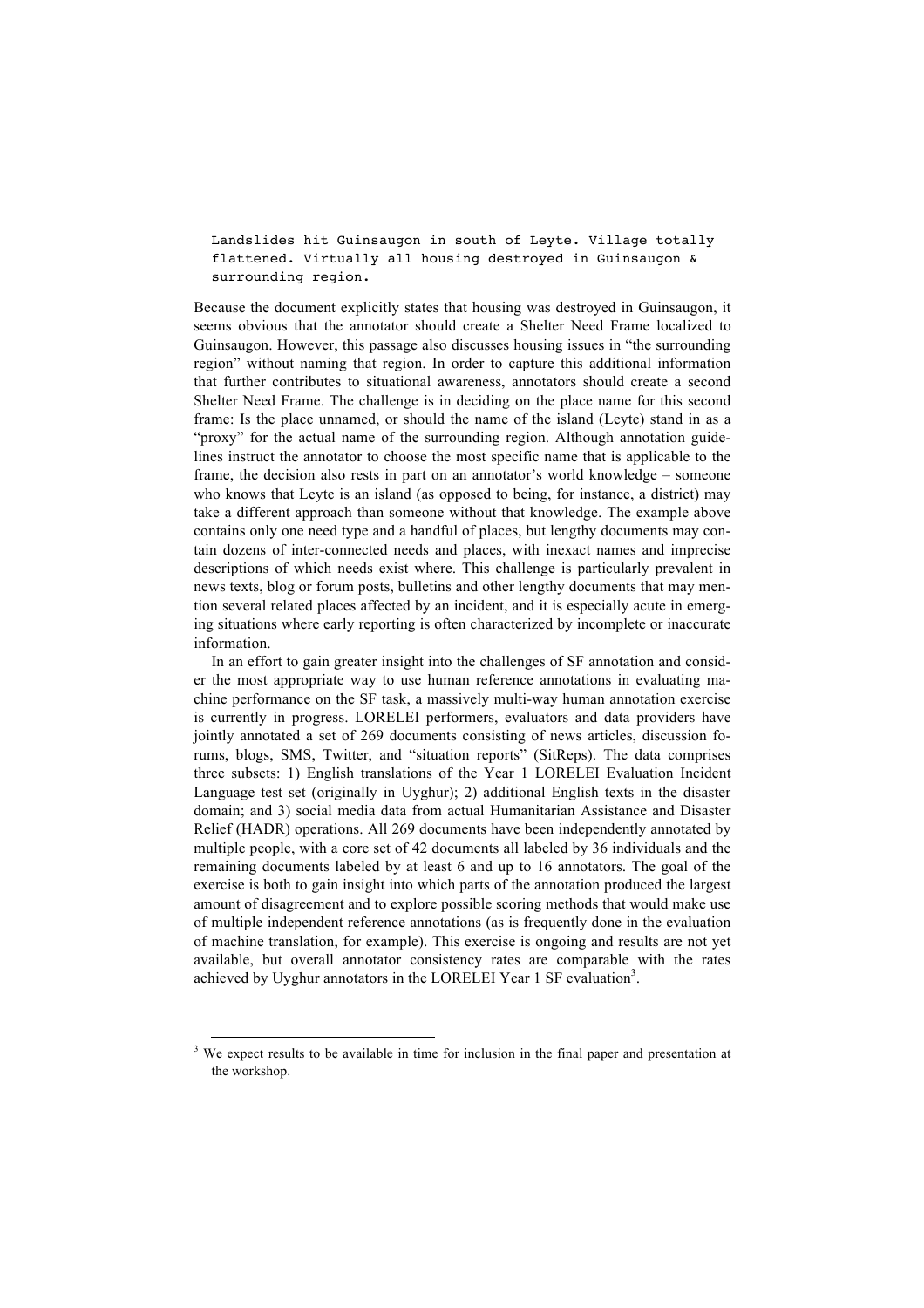```
Landslides hit Guinsaugon in south of Leyte. Village totally
flattened. Virtually all housing destroyed in Guinsaugon &
surrounding region.
```

Because the document explicitly states that housing was destroyed in Guinsaugon, it seems obvious that the annotator should create a Shelter Need Frame localized to Guinsaugon. However, this passage also discusses housing issues in "the surrounding region" without naming that region. In order to capture this additional information that further contributes to situational awareness, annotators should create a second Shelter Need Frame. The challenge is in deciding on the place name for this second frame: Is the place unnamed, or should the name of the island (Leyte) stand in as a "proxy" for the actual name of the surrounding region. Although annotation guidelines instruct the annotator to choose the most specific name that is applicable to the frame, the decision also rests in part on an annotator's world knowledge – someone who knows that Leyte is an island (as opposed to being, for instance, a district) may take a different approach than someone without that knowledge. The example above contains only one need type and a handful of places, but lengthy documents may contain dozens of inter-connected needs and places, with inexact names and imprecise descriptions of which needs exist where. This challenge is particularly prevalent in news texts, blog or forum posts, bulletins and other lengthy documents that may mention several related places affected by an incident, and it is especially acute in emerging situations where early reporting is often characterized by incomplete or inaccurate information.

In an effort to gain greater insight into the challenges of SF annotation and consider the most appropriate way to use human reference annotations in evaluating machine performance on the SF task, a massively multi-way human annotation exercise is currently in progress. LORELEI performers, evaluators and data providers have jointly annotated a set of 269 documents consisting of news articles, discussion forums, blogs, SMS, Twitter, and "situation reports" (SitReps). The data comprises three subsets: 1) English translations of the Year 1 LORELEI Evaluation Incident Language test set (originally in Uyghur); 2) additional English texts in the disaster domain; and 3) social media data from actual Humanitarian Assistance and Disaster Relief (HADR) operations. All 269 documents have been independently annotated by multiple people, with a core set of 42 documents all labeled by 36 individuals and the remaining documents labeled by at least 6 and up to 16 annotators. The goal of the exercise is both to gain insight into which parts of the annotation produced the largest amount of disagreement and to explore possible scoring methods that would make use of multiple independent reference annotations (as is frequently done in the evaluation of machine translation, for example). This exercise is ongoing and results are not yet available, but overall annotator consistency rates are comparable with the rates achieved by Uyghur annotators in the LORELEI Year 1 SF evaluation[3].

---

[3] We expect results to be available in time for inclusion in the final paper and presentation at the workshop.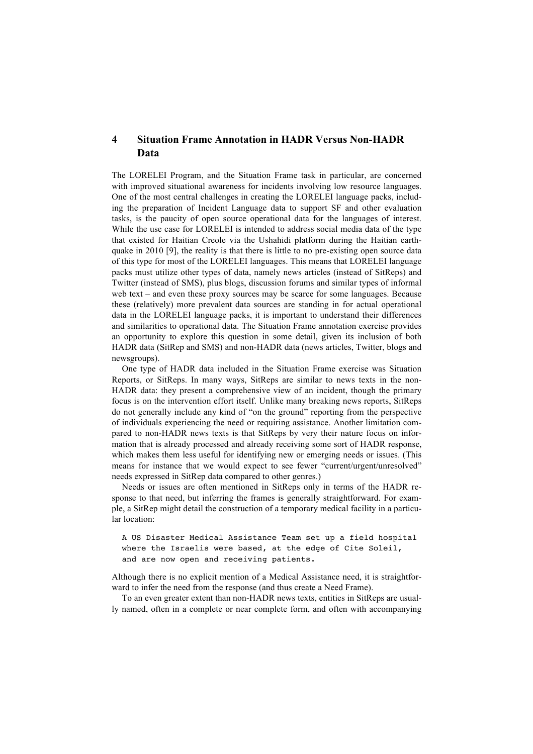## 4 Situation Frame Annotation in HADR Versus Non-HADR Data

The LORELEI Program, and the Situation Frame task in particular, are concerned with improved situational awareness for incidents involving low resource languages. One of the most central challenges in creating the LORELEI language packs, including the preparation of Incident Language data to support SF and other evaluation tasks, is the paucity of open source operational data for the languages of interest. While the use case for LORELEI is intended to address social media data of the type that existed for Haitian Creole via the Ushahidi platform during the Haitian earthquake in 2010 [9], the reality is that there is little to no pre-existing open source data of this type for most of the LORELEI languages. This means that LORELEI language packs must utilize other types of data, namely news articles (instead of SitReps) and Twitter (instead of SMS), plus blogs, discussion forums and similar types of informal web text – and even these proxy sources may be scarce for some languages. Because these (relatively) more prevalent data sources are standing in for actual operational data in the LORELEI language packs, it is important to understand their differences and similarities to operational data. The Situation Frame annotation exercise provides an opportunity to explore this question in some detail, given its inclusion of both HADR data (SitRep and SMS) and non-HADR data (news articles, Twitter, blogs and newsgroups).

One type of HADR data included in the Situation Frame exercise was Situation Reports, or SitReps. In many ways, SitReps are similar to news texts in the non-HADR data: they present a comprehensive view of an incident, though the primary focus is on the intervention effort itself. Unlike many breaking news reports, SitReps do not generally include any kind of "on the ground" reporting from the perspective of individuals experiencing the need or requiring assistance. Another limitation compared to non-HADR news texts is that SitReps by very their nature focus on information that is already processed and already receiving some sort of HADR response, which makes them less useful for identifying new or emerging needs or issues. (This means for instance that we would expect to see fewer "current/urgent/unresolved" needs expressed in SitRep data compared to other genres.)

Needs or issues are often mentioned in SitReps only in terms of the HADR response to that need, but inferring the frames is generally straightforward. For example, a SitRep might detail the construction of a temporary medical facility in a particular location:

```
A US Disaster Medical Assistance Team set up a field hospital
where the Israelis were based, at the edge of Cite Soleil,
and are now open and receiving patients.
```

Although there is no explicit mention of a Medical Assistance need, it is straightforward to infer the need from the response (and thus create a Need Frame).

To an even greater extent than non-HADR news texts, entities in SitReps are usually named, often in a complete or near complete form, and often with accompanying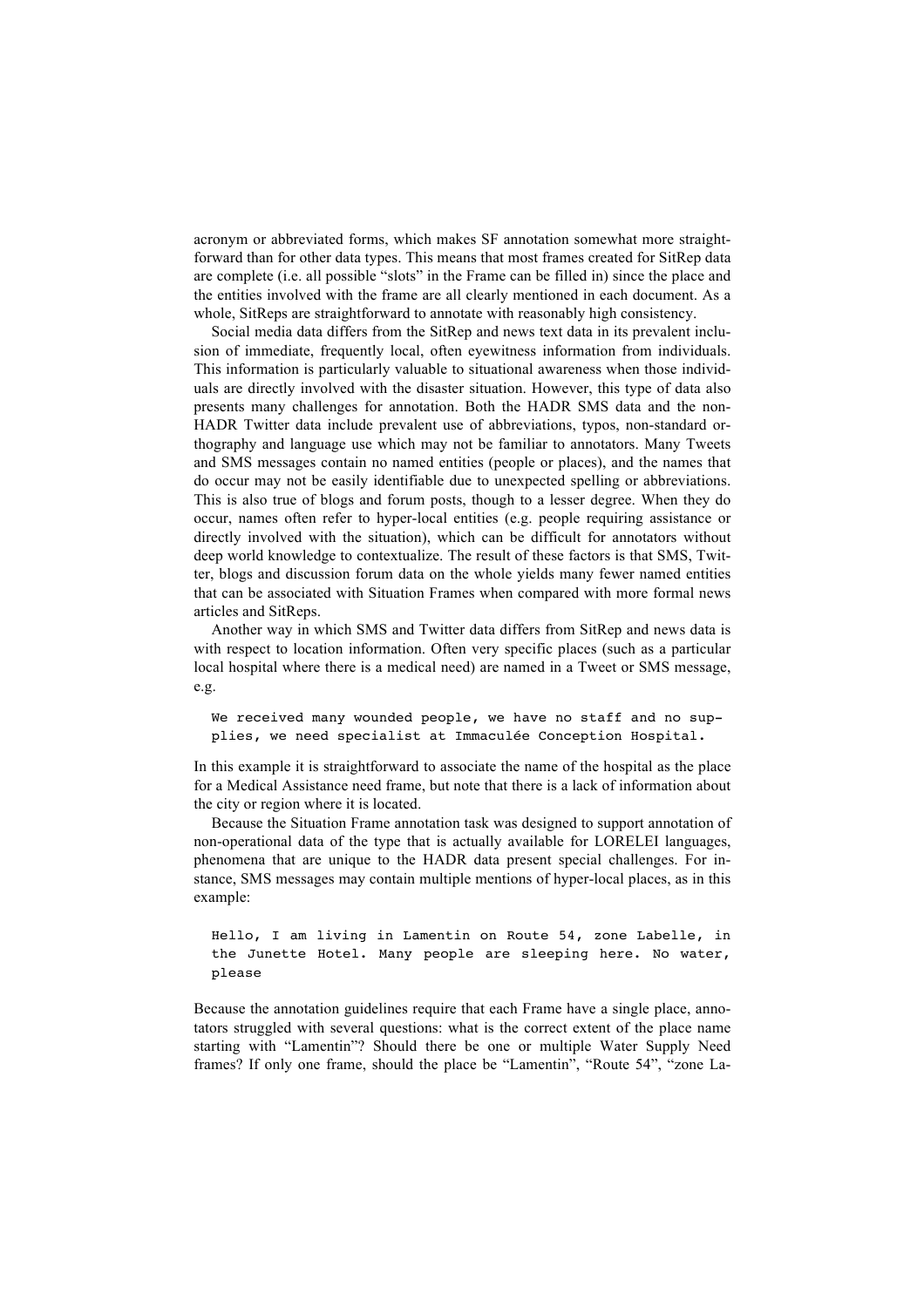acronym or abbreviated forms, which makes SF annotation somewhat more straightforward than for other data types. This means that most frames created for SitRep data are complete (i.e. all possible "slots" in the Frame can be filled in) since the place and the entities involved with the frame are all clearly mentioned in each document. As a whole, SitReps are straightforward to annotate with reasonably high consistency.

Social media data differs from the SitRep and news text data in its prevalent inclusion of immediate, frequently local, often eyewitness information from individuals. This information is particularly valuable to situational awareness when those individuals are directly involved with the disaster situation. However, this type of data also presents many challenges for annotation. Both the HADR SMS data and the non-HADR Twitter data include prevalent use of abbreviations, typos, non-standard orthography and language use which may not be familiar to annotators. Many Tweets and SMS messages contain no named entities (people or places), and the names that do occur may not be easily identifiable due to unexpected spelling or abbreviations. This is also true of blogs and forum posts, though to a lesser degree. When they do occur, names often refer to hyper-local entities (e.g. people requiring assistance or directly involved with the situation), which can be difficult for annotators without deep world knowledge to contextualize. The result of these factors is that SMS, Twitter, blogs and discussion forum data on the whole yields many fewer named entities that can be associated with Situation Frames when compared with more formal news articles and SitReps.

Another way in which SMS and Twitter data differs from SitRep and news data is with respect to location information. Often very specific places (such as a particular local hospital where there is a medical need) are named in a Tweet or SMS message, e.g.

```
We received many wounded people, we have no staff and no supplies, we need specialist at Immaculée Conception Hospital.
```

In this example it is straightforward to associate the name of the hospital as the place for a Medical Assistance need frame, but note that there is a lack of information about the city or region where it is located.

Because the Situation Frame annotation task was designed to support annotation of non-operational data of the type that is actually available for LORELEI languages, phenomena that are unique to the HADR data present special challenges. For instance, SMS messages may contain multiple mentions of hyper-local places, as in this example:

```
Hello, I am living in Lamentin on Route 54, zone Labelle, in the Junette Hotel. Many people are sleeping here. No water, please
```

Because the annotation guidelines require that each Frame have a single place, annotators struggled with several questions: what is the correct extent of the place name starting with "Lamentin"? Should there be one or multiple Water Supply Need frames? If only one frame, should the place be "Lamentin", "Route 54", "zone La-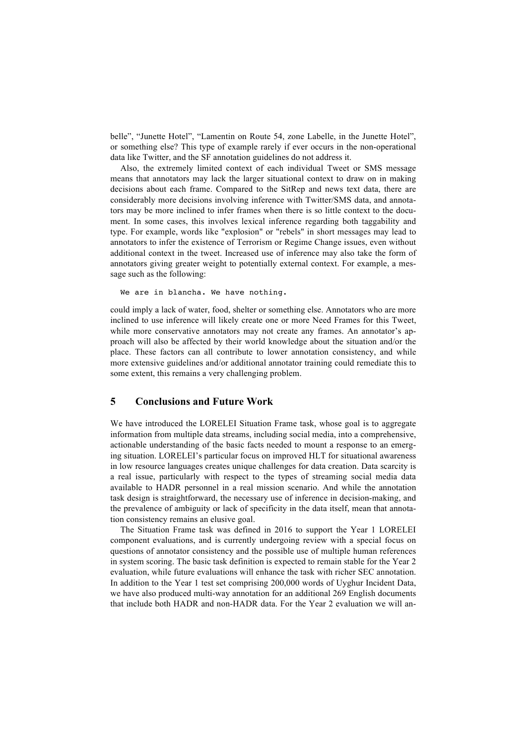belle", "Junette Hotel", "Lamentin on Route 54, zone Labelle, in the Junette Hotel", or something else? This type of example rarely if ever occurs in the non-operational data like Twitter, and the SF annotation guidelines do not address it.

Also, the extremely limited context of each individual Tweet or SMS message means that annotators may lack the larger situational context to draw on in making decisions about each frame. Compared to the SitRep and news text data, there are considerably more decisions involving inference with Twitter/SMS data, and annotators may be more inclined to infer frames when there is so little context to the document. In some cases, this involves lexical inference regarding both taggability and type. For example, words like "explosion" or "rebels" in short messages may lead to annotators to infer the existence of Terrorism or Regime Change issues, even without additional context in the tweet. Increased use of inference may also take the form of annotators giving greater weight to potentially external context. For example, a message such as the following:

```
We are in blancha. We have nothing.
```

could imply a lack of water, food, shelter or something else. Annotators who are more inclined to use inference will likely create one or more Need Frames for this Tweet, while more conservative annotators may not create any frames. An annotator's approach will also be affected by their world knowledge about the situation and/or the place. These factors can all contribute to lower annotation consistency, and while more extensive guidelines and/or additional annotator training could remediate this to some extent, this remains a very challenging problem.

## 5 Conclusions and Future Work

We have introduced the LORELEI Situation Frame task, whose goal is to aggregate information from multiple data streams, including social media, into a comprehensive, actionable understanding of the basic facts needed to mount a response to an emerging situation. LORELEI's particular focus on improved HLT for situational awareness in low resource languages creates unique challenges for data creation. Data scarcity is a real issue, particularly with respect to the types of streaming social media data available to HADR personnel in a real mission scenario. And while the annotation task design is straightforward, the necessary use of inference in decision-making, and the prevalence of ambiguity or lack of specificity in the data itself, mean that annotation consistency remains an elusive goal.

The Situation Frame task was defined in 2016 to support the Year 1 LORELEI component evaluations, and is currently undergoing review with a special focus on questions of annotator consistency and the possible use of multiple human references in system scoring. The basic task definition is expected to remain stable for the Year 2 evaluation, while future evaluations will enhance the task with richer SEC annotation. In addition to the Year 1 test set comprising 200,000 words of Uyghur Incident Data, we have also produced multi-way annotation for an additional 269 English documents that include both HADR and non-HADR data. For the Year 2 evaluation we will an-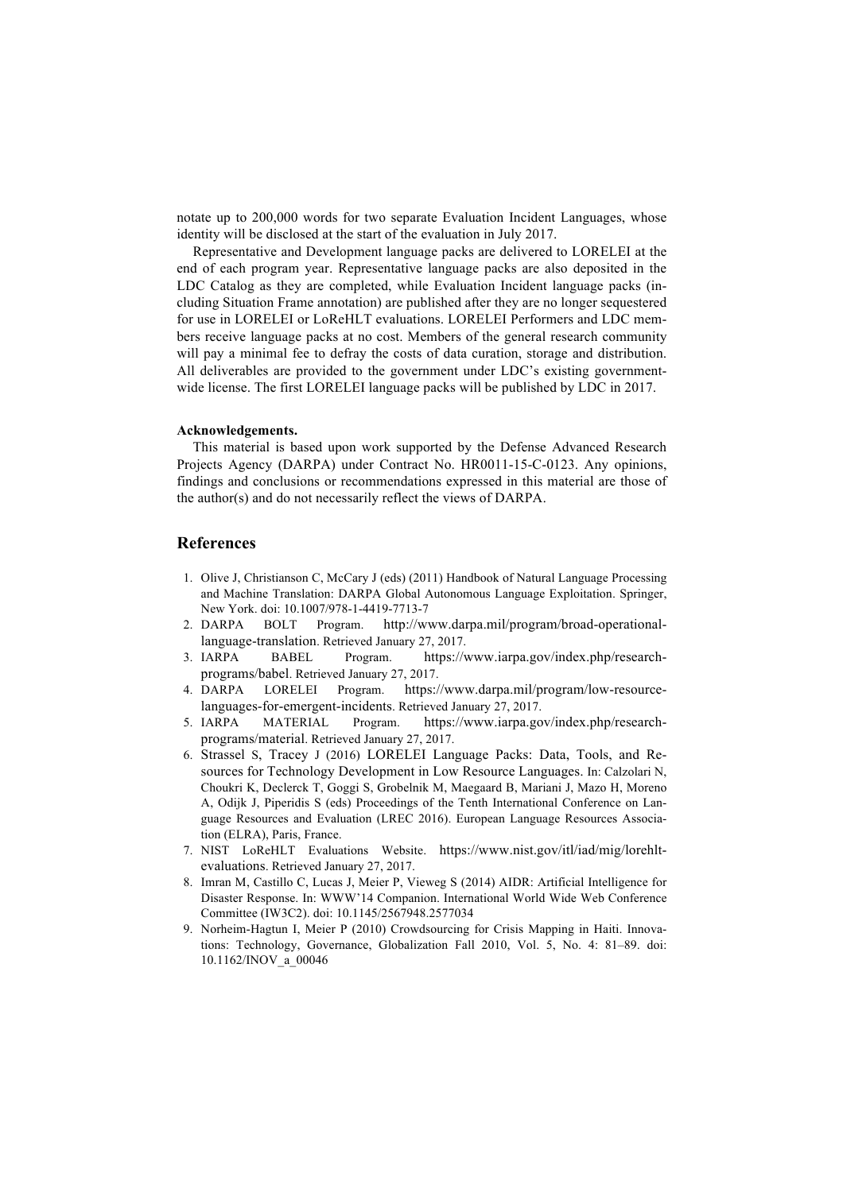notate up to 200,000 words for two separate Evaluation Incident Languages, whose identity will be disclosed at the start of the evaluation in July 2017.

Representative and Development language packs are delivered to LORELEI at the end of each program year. Representative language packs are also deposited in the LDC Catalog as they are completed, while Evaluation Incident language packs (including Situation Frame annotation) are published after they are no longer sequestered for use in LORELEI or LoReHLT evaluations. LORELEI Performers and LDC members receive language packs at no cost. Members of the general research community will pay a minimal fee to defray the costs of data curation, storage and distribution. All deliverables are provided to the government under LDC's existing government-wide license. The first LORELEI language packs will be published by LDC in 2017.

**Acknowledgements.**

This material is based upon work supported by the Defense Advanced Research Projects Agency (DARPA) under Contract No. HR0011-15-C-0123. Any opinions, findings and conclusions or recommendations expressed in this material are those of the author(s) and do not necessarily reflect the views of DARPA.

## References

1. Olive J, Christianson C, McCary J (eds) (2011) Handbook of Natural Language Processing and Machine Translation: DARPA Global Autonomous Language Exploitation. Springer, New York. doi: 10.1007/978-1-4419-7713-7
2. DARPA BOLT Program. http://www.darpa.mil/program/broad-operational-language-translation. Retrieved January 27, 2017.
3. IARPA BABEL Program. https://www.iarpa.gov/index.php/research-programs/babel. Retrieved January 27, 2017.
4. DARPA LORELEI Program. https://www.darpa.mil/program/low-resource-languages-for-emergent-incidents. Retrieved January 27, 2017.
5. IARPA MATERIAL Program. https://www.iarpa.gov/index.php/research-programs/material. Retrieved January 27, 2017.
6. Strassel S, Tracey J (2016) LORELEI Language Packs: Data, Tools, and Resources for Technology Development in Low Resource Languages. In: Calzolari N, Choukri K, Declerck T, Goggi S, Grobelnik M, Maegaard B, Mariani J, Mazo H, Moreno A, Odijk J, Piperidis S (eds) Proceedings of the Tenth International Conference on Language Resources and Evaluation (LREC 2016). European Language Resources Association (ELRA), Paris, France.
7. NIST LoReHLT Evaluations Website. https://www.nist.gov/itl/iad/mig/lorehlt-evaluations. Retrieved January 27, 2017.
8. Imran M, Castillo C, Lucas J, Meier P, Vieweg S (2014) AIDR: Artificial Intelligence for Disaster Response. In: WWW'14 Companion. International World Wide Web Conference Committee (IW3C2). doi: 10.1145/2567948.2577034
9. Norheim-Hagtun I, Meier P (2010) Crowdsourcing for Crisis Mapping in Haiti. Innovations: Technology, Governance, Globalization Fall 2010, Vol. 5, No. 4: 81–89. doi: 10.1162/INOV_a_00046